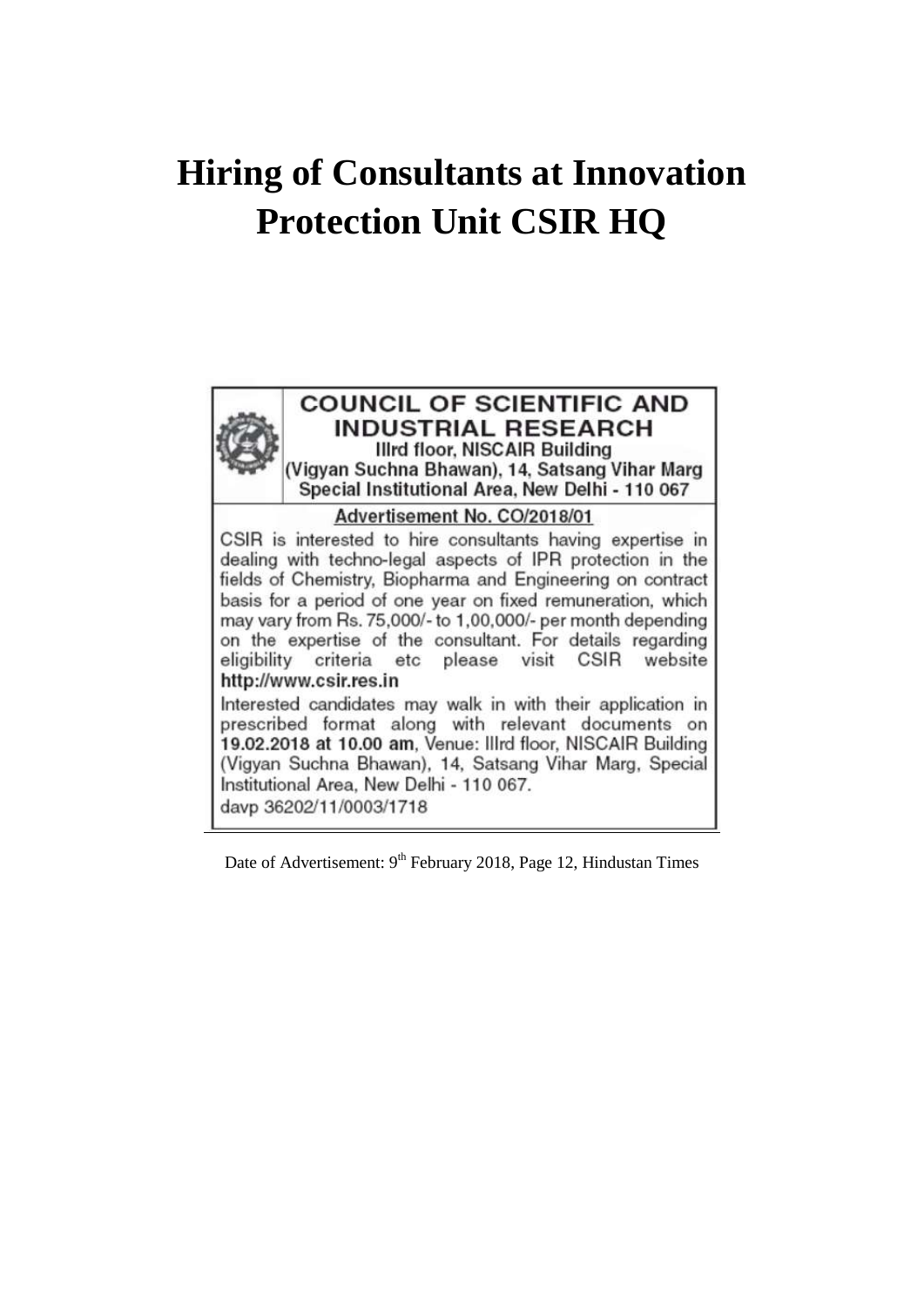# Hiring of Consultants at Innovation Protection Unit CSIR HQ

## COUNCIL OF SCIENTIFIC AND INDUSTRIAL RESEARCH

**IIIrd floor, NISCAIR Building**
**(Vigyan Suchna Bhawan), 14, Satsang Vihar Marg**
**Special Institutional Area, New Delhi - 110 067**

**Advertisement No. CO/2018/01**

CSIR is interested to hire consultants having expertise in dealing with techno-legal aspects of IPR protection in the fields of Chemistry, Biopharma and Engineering on contract basis for a period of one year on fixed remuneration, which may vary from Rs. 75,000/- to 1,00,000/- per month depending on the expertise of the consultant. For details regarding eligibility criteria etc please visit CSIR website **http://www.csir.res.in**

Interested candidates may walk in with their application in prescribed format along with relevant documents on **19.02.2018 at 10.00 am**, Venue: IIIrd floor, NISCAIR Building (Vigyan Suchna Bhawan), 14, Satsang Vihar Marg, Special Institutional Area, New Delhi - 110 067.

davp 36202/11/0003/1718

Date of Advertisement: 9th February 2018, Page 12, Hindustan Times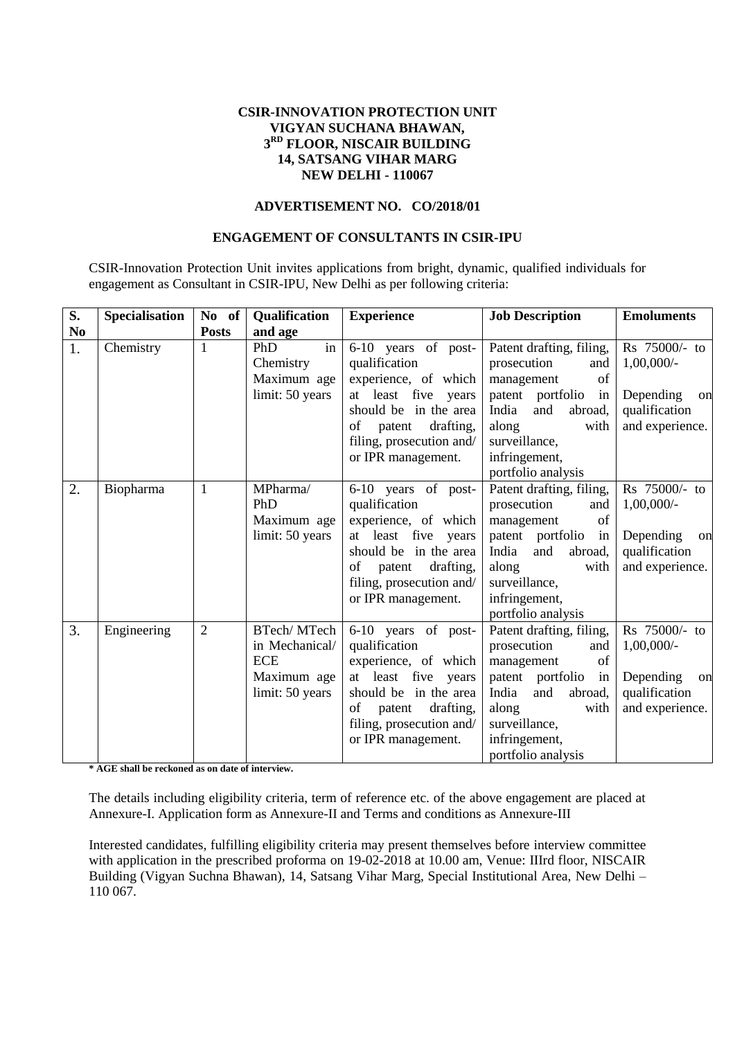**CSIR-INNOVATION PROTECTION UNIT**
**VIGYAN SUCHANA BHAWAN,**
**3RD FLOOR, NISCAIR BUILDING**
**14, SATSANG VIHAR MARG**
**NEW DELHI - 110067**

**ADVERTISEMENT NO. CO/2018/01**

**ENGAGEMENT OF CONSULTANTS IN CSIR-IPU**

CSIR-Innovation Protection Unit invites applications from bright, dynamic, qualified individuals for engagement as Consultant in CSIR-IPU, New Delhi as per following criteria:

| S. No | Specialisation | No of Posts | Qualification and age | Experience | Job Description | Emoluments |
|---|---|---|---|---|---|---|
| 1. | Chemistry | 1 | PhD in Chemistry Maximum age limit: 50 years | 6-10 years of post-qualification experience, of which at least five years should be in the area of patent drafting, filing, prosecution and/ or IPR management. | Patent drafting, filing, prosecution and management of patent portfolio in India and abroad, along with surveillance, infringement, portfolio analysis | Rs 75000/- to 1,00,000/- Depending on qualification and experience. |
| 2. | Biopharma | 1 | MPharma/ PhD Maximum age limit: 50 years | 6-10 years of post-qualification experience, of which at least five years should be in the area of patent drafting, filing, prosecution and/ or IPR management. | Patent drafting, filing, prosecution and management of patent portfolio in India and abroad, along with surveillance, infringement, portfolio analysis | Rs 75000/- to 1,00,000/- Depending on qualification and experience. |
| 3. | Engineering | 2 | BTech/ MTech in Mechanical/ ECE Maximum age limit: 50 years | 6-10 years of post-qualification experience, of which at least five years should be in the area of patent drafting, filing, prosecution and/ or IPR management. | Patent drafting, filing, prosecution and management of patent portfolio in India and abroad, along with surveillance, infringement, portfolio analysis | Rs 75000/- to 1,00,000/- Depending on qualification and experience. |

**\* AGE shall be reckoned as on date of interview.**

The details including eligibility criteria, term of reference etc. of the above engagement are placed at Annexure-I. Application form as Annexure-II and Terms and conditions as Annexure-III

Interested candidates, fulfilling eligibility criteria may present themselves before interview committee with application in the prescribed proforma on 19-02-2018 at 10.00 am, Venue: IIIrd floor, NISCAIR Building (Vigyan Suchna Bhawan), 14, Satsang Vihar Marg, Special Institutional Area, New Delhi – 110 067.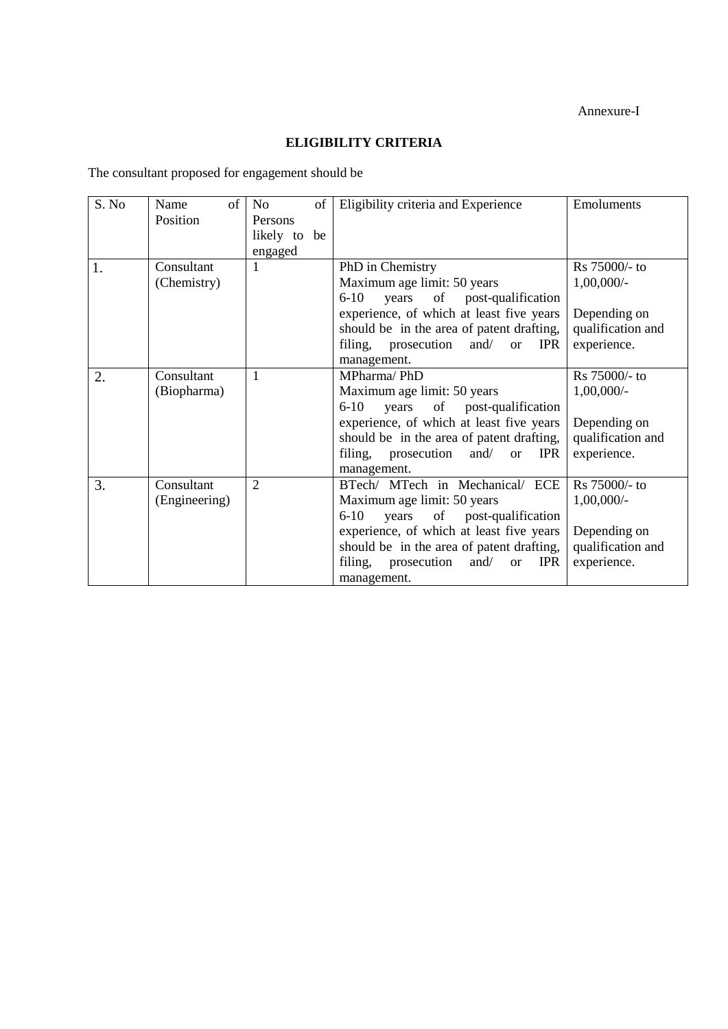Annexure-I

## ELIGIBILITY CRITERIA

The consultant proposed for engagement should be

| S. No | Name of Position | No of Persons likely to be engaged | Eligibility criteria and Experience | Emoluments |
|---|---|---|---|---|
| 1. | Consultant (Chemistry) | 1 | PhD in Chemistry<br>Maximum age limit: 50 years<br>6-10 years of post-qualification experience, of which at least five years should be in the area of patent drafting, filing, prosecution and/ or IPR management. | Rs 75000/- to 1,00,000/-<br><br>Depending on qualification and experience. |
| 2. | Consultant (Biopharma) | 1 | MPharma/ PhD<br>Maximum age limit: 50 years<br>6-10 years of post-qualification experience, of which at least five years should be in the area of patent drafting, filing, prosecution and/ or IPR management. | Rs 75000/- to 1,00,000/-<br><br>Depending on qualification and experience. |
| 3. | Consultant (Engineering) | 2 | BTech/ MTech in Mechanical/ ECE<br>Maximum age limit: 50 years<br>6-10 years of post-qualification experience, of which at least five years should be in the area of patent drafting, filing, prosecution and/ or IPR management. | Rs 75000/- to 1,00,000/-<br><br>Depending on qualification and experience. |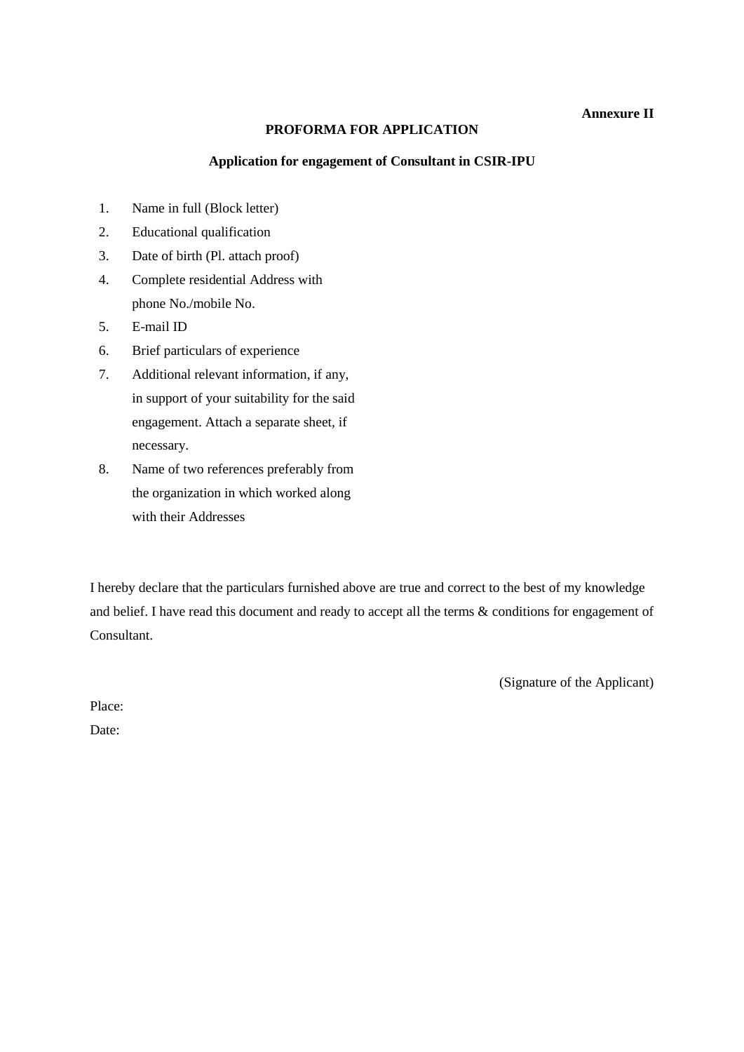**Annexure II**

## PROFORMA FOR APPLICATION

### Application for engagement of Consultant in CSIR-IPU

1. Name in full (Block letter)
2. Educational qualification
3. Date of birth (Pl. attach proof)
4. Complete residential Address with phone No./mobile No.
5. E-mail ID
6. Brief particulars of experience
7. Additional relevant information, if any, in support of your suitability for the said engagement. Attach a separate sheet, if necessary.
8. Name of two references preferably from the organization in which worked along with their Addresses

I hereby declare that the particulars furnished above are true and correct to the best of my knowledge and belief. I have read this document and ready to accept all the terms & conditions for engagement of Consultant.

(Signature of the Applicant)

Place:

Date: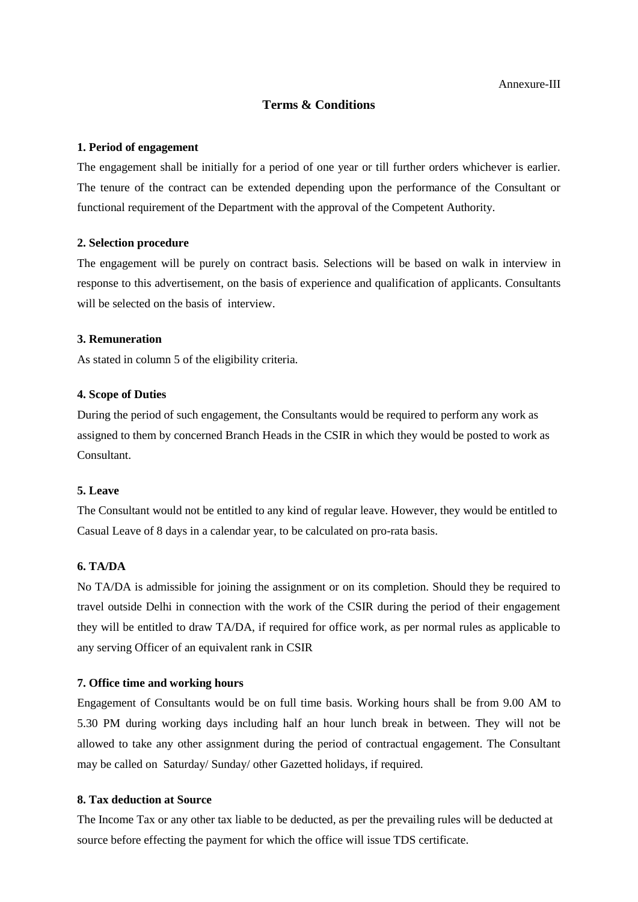Annexure-III

## Terms & Conditions

**1. Period of engagement**

The engagement shall be initially for a period of one year or till further orders whichever is earlier. The tenure of the contract can be extended depending upon the performance of the Consultant or functional requirement of the Department with the approval of the Competent Authority.

**2. Selection procedure**

The engagement will be purely on contract basis. Selections will be based on walk in interview in response to this advertisement, on the basis of experience and qualification of applicants. Consultants will be selected on the basis of interview.

**3. Remuneration**

As stated in column 5 of the eligibility criteria.

**4. Scope of Duties**

During the period of such engagement, the Consultants would be required to perform any work as assigned to them by concerned Branch Heads in the CSIR in which they would be posted to work as Consultant.

**5. Leave**

The Consultant would not be entitled to any kind of regular leave. However, they would be entitled to Casual Leave of 8 days in a calendar year, to be calculated on pro-rata basis.

**6. TA/DA**

No TA/DA is admissible for joining the assignment or on its completion. Should they be required to travel outside Delhi in connection with the work of the CSIR during the period of their engagement they will be entitled to draw TA/DA, if required for office work, as per normal rules as applicable to any serving Officer of an equivalent rank in CSIR

**7. Office time and working hours**

Engagement of Consultants would be on full time basis. Working hours shall be from 9.00 AM to 5.30 PM during working days including half an hour lunch break in between. They will not be allowed to take any other assignment during the period of contractual engagement. The Consultant may be called on Saturday/ Sunday/ other Gazetted holidays, if required.

**8. Tax deduction at Source**

The Income Tax or any other tax liable to be deducted, as per the prevailing rules will be deducted at source before effecting the payment for which the office will issue TDS certificate.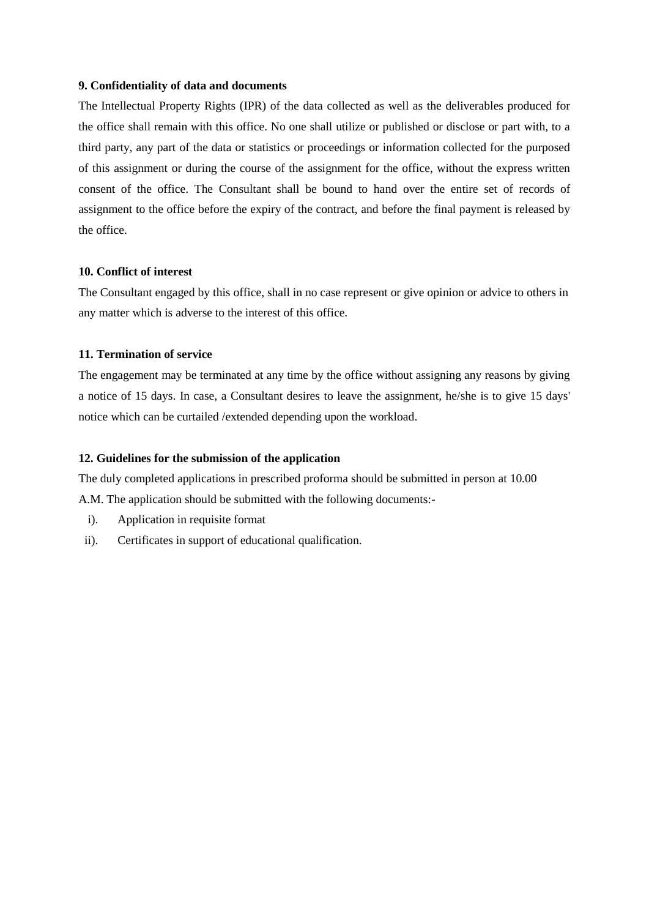**9. Confidentiality of data and documents**

The Intellectual Property Rights (IPR) of the data collected as well as the deliverables produced for the office shall remain with this office. No one shall utilize or published or disclose or part with, to a third party, any part of the data or statistics or proceedings or information collected for the purposed of this assignment or during the course of the assignment for the office, without the express written consent of the office. The Consultant shall be bound to hand over the entire set of records of assignment to the office before the expiry of the contract, and before the final payment is released by the office.

**10. Conflict of interest**

The Consultant engaged by this office, shall in no case represent or give opinion or advice to others in any matter which is adverse to the interest of this office.

**11. Termination of service**

The engagement may be terminated at any time by the office without assigning any reasons by giving a notice of 15 days. In case, a Consultant desires to leave the assignment, he/she is to give 15 days' notice which can be curtailed /extended depending upon the workload.

**12. Guidelines for the submission of the application**

The duly completed applications in prescribed proforma should be submitted in person at 10.00 A.M. The application should be submitted with the following documents:-

i). Application in requisite format

ii). Certificates in support of educational qualification.